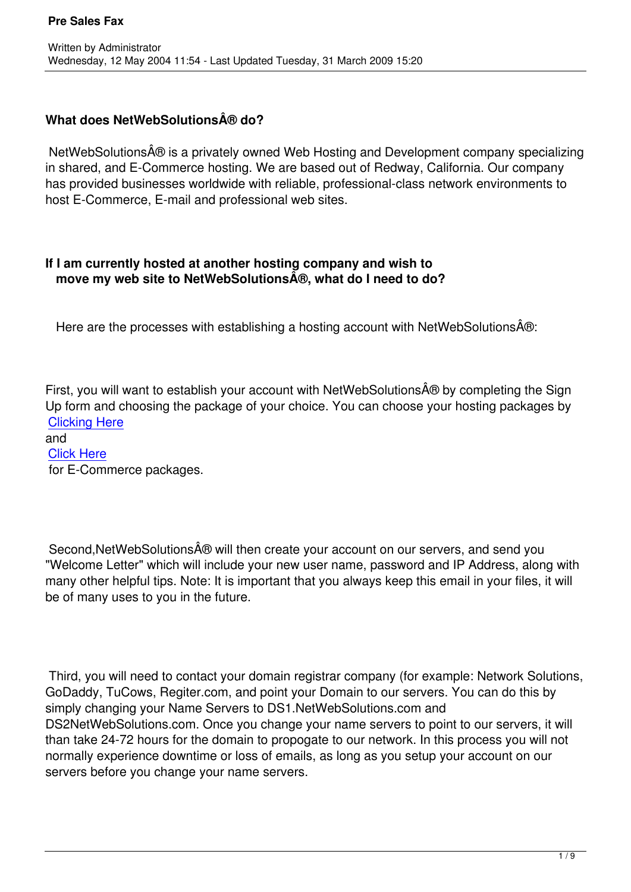# Pre Sales Fax

Written by Administrator
Wednesday, 12 May 2004 11:54 - Last Updated Tuesday, 31 March 2009 15:20

### What does NetWebSolutionsÂ® do?

NetWebSolutionsÂ® is a privately owned Web Hosting and Development company specializing in shared, and E-Commerce hosting. We are based out of Redway, California. Our company has provided businesses worldwide with reliable, professional-class network environments to host E-Commerce, E-mail and professional web sites.

### If I am currently hosted at another hosting company and wish to move my web site to NetWebSolutionsÂ®, what do I need to do?

Here are the processes with establishing a hosting account with NetWebSolutionsÂ®:

First, you will want to establish your account with NetWebSolutionsÂ® by completing the Sign Up form and choosing the package of your choice. You can choose your hosting packages by Clicking Here and Click Here for E-Commerce packages.

Second,NetWebSolutionsÂ® will then create your account on our servers, and send you "Welcome Letter" which will include your new user name, password and IP Address, along with many other helpful tips. Note: It is important that you always keep this email in your files, it will be of many uses to you in the future.

Third, you will need to contact your domain registrar company (for example: Network Solutions, GoDaddy, TuCows, Regiter.com, and point your Domain to our servers. You can do this by simply changing your Name Servers to DS1.NetWebSolutions.com and DS2NetWebSolutions.com. Once you change your name servers to point to our servers, it will than take 24-72 hours for the domain to propogate to our network. In this process you will not normally experience downtime or loss of emails, as long as you setup your account on our servers before you change your name servers.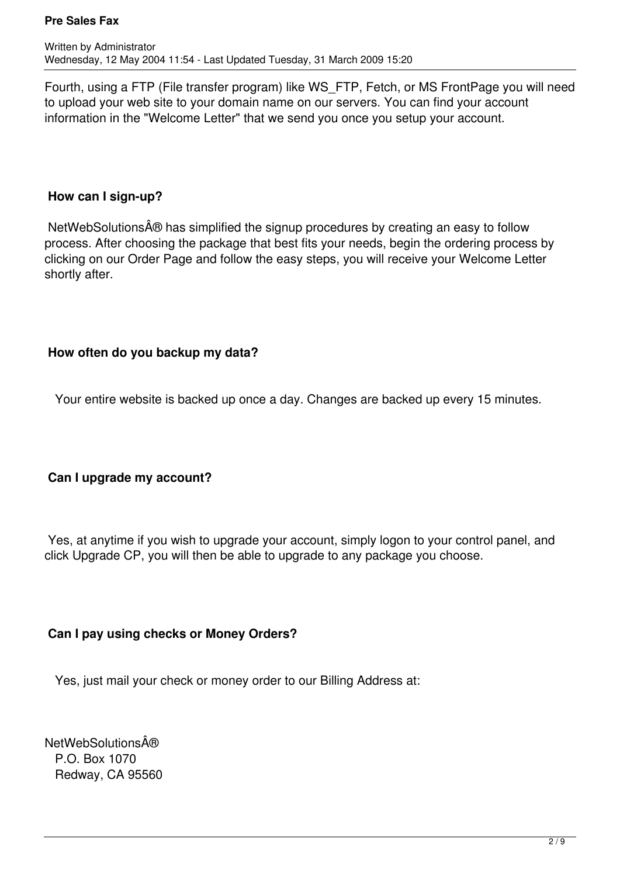Fourth, using a FTP (File transfer program) like WS_FTP, Fetch, or MS FrontPage you will need to upload your web site to your domain name on our servers. You can find your account information in the "Welcome Letter" that we send you once you setup your account.

**How can I sign-up?**

NetWebSolutionsÂ® has simplified the signup procedures by creating an easy to follow process. After choosing the package that best fits your needs, begin the ordering process by clicking on our Order Page and follow the easy steps, you will receive your Welcome Letter shortly after.

**How often do you backup my data?**

Your entire website is backed up once a day. Changes are backed up every 15 minutes.

**Can I upgrade my account?**

Yes, at anytime if you wish to upgrade your account, simply logon to your control panel, and click Upgrade CP, you will then be able to upgrade to any package you choose.

**Can I pay using checks or Money Orders?**

Yes, just mail your check or money order to our Billing Address at:

NetWebSolutionsÂ®
P.O. Box 1070
Redway, CA 95560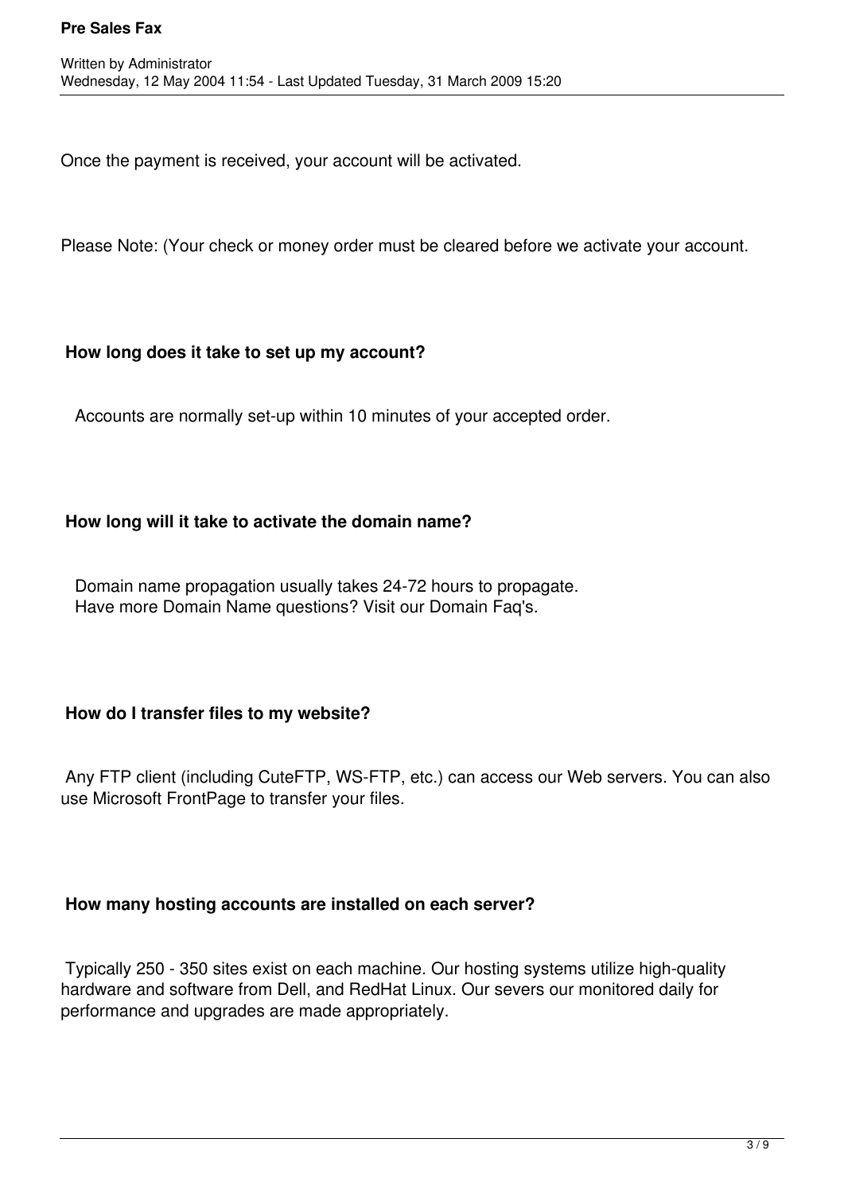Once the payment is received, your account will be activated.

Please Note: (Your check or money order must be cleared before we activate your account.

**How long does it take to set up my account?**

Accounts are normally set-up within 10 minutes of your accepted order.

**How long will it take to activate the domain name?**

Domain name propagation usually takes 24-72 hours to propagate.
Have more Domain Name questions? Visit our Domain Faq's.

**How do I transfer files to my website?**

Any FTP client (including CuteFTP, WS-FTP, etc.) can access our Web servers. You can also use Microsoft FrontPage to transfer your files.

**How many hosting accounts are installed on each server?**

Typically 250 - 350 sites exist on each machine. Our hosting systems utilize high-quality hardware and software from Dell, and RedHat Linux. Our severs our monitored daily for performance and upgrades are made appropriately.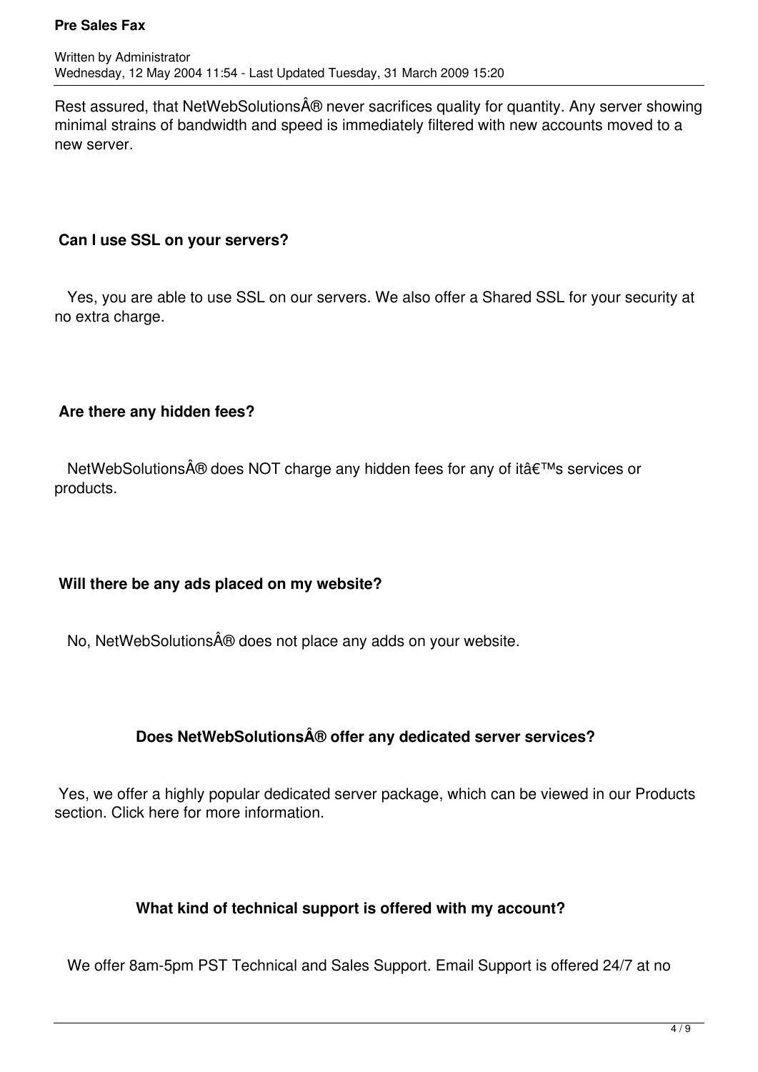Rest assured, that NetWebSolutionsÂ® never sacrifices quality for quantity. Any server showing minimal strains of bandwidth and speed is immediately filtered with new accounts moved to a new server.

**Can I use SSL on your servers?**

Yes, you are able to use SSL on our servers. We also offer a Shared SSL for your security at no extra charge.

**Are there any hidden fees?**

NetWebSolutionsÂ® does NOT charge any hidden fees for any of itâ€™s services or products.

**Will there be any ads placed on my website?**

No, NetWebSolutionsÂ® does not place any adds on your website.

**Does NetWebSolutionsÂ® offer any dedicated server services?**

Yes, we offer a highly popular dedicated server package, which can be viewed in our Products section. Click here for more information.

**What kind of technical support is offered with my account?**

We offer 8am-5pm PST Technical and Sales Support. Email Support is offered 24/7 at no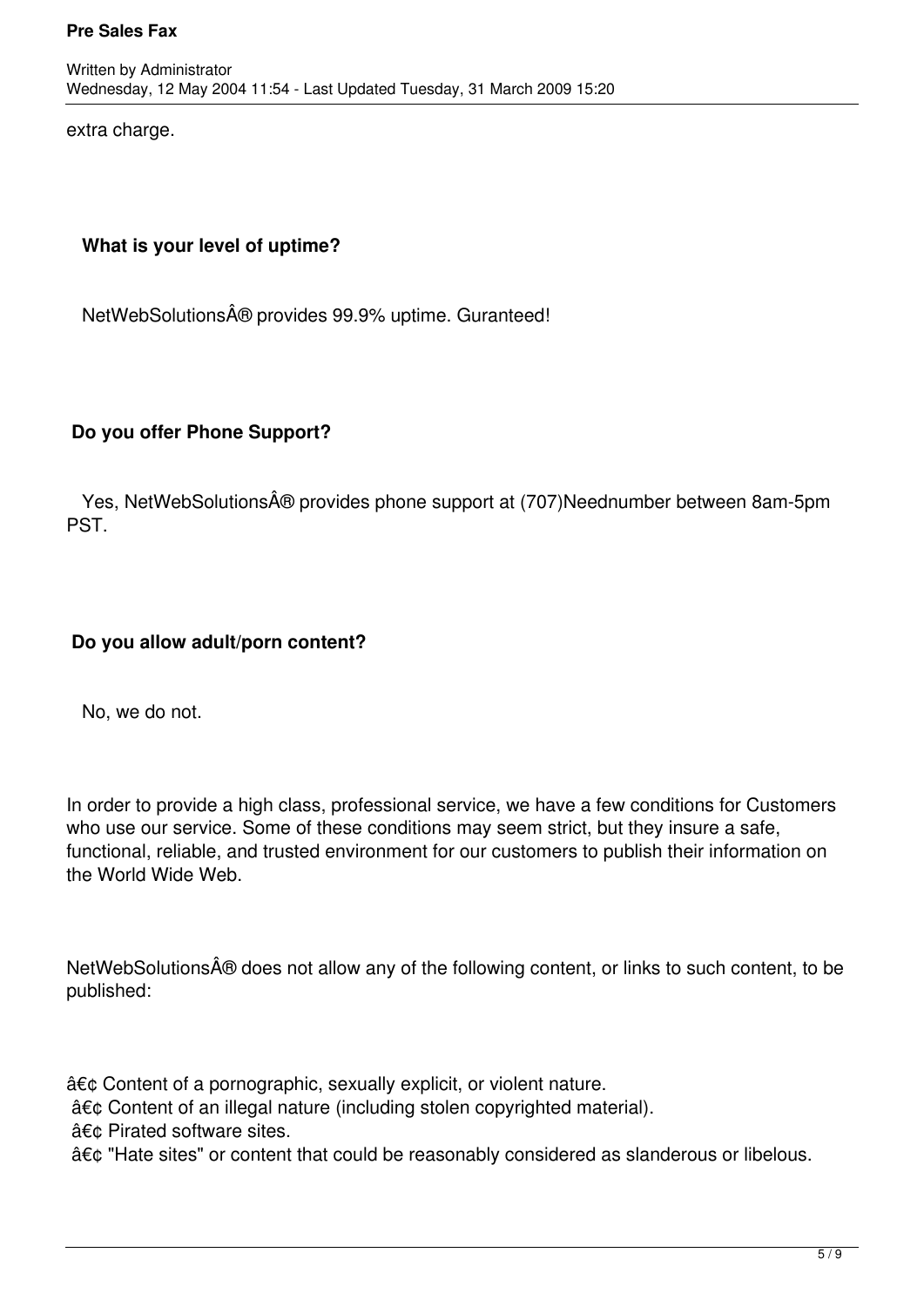extra charge.

**What is your level of uptime?**

NetWebSolutionsÂ® provides 99.9% uptime. Guranteed!

**Do you offer Phone Support?**

Yes, NetWebSolutionsÂ® provides phone support at (707)Neednumber between 8am-5pm PST.

**Do you allow adult/porn content?**

No, we do not.

In order to provide a high class, professional service, we have a few conditions for Customers who use our service. Some of these conditions may seem strict, but they insure a safe, functional, reliable, and trusted environment for our customers to publish their information on the World Wide Web.

NetWebSolutionsÂ® does not allow any of the following content, or links to such content, to be published:

â€¢ Content of a pornographic, sexually explicit, or violent nature.
â€¢ Content of an illegal nature (including stolen copyrighted material).
â€¢ Pirated software sites.
â€¢ "Hate sites" or content that could be reasonably considered as slanderous or libelous.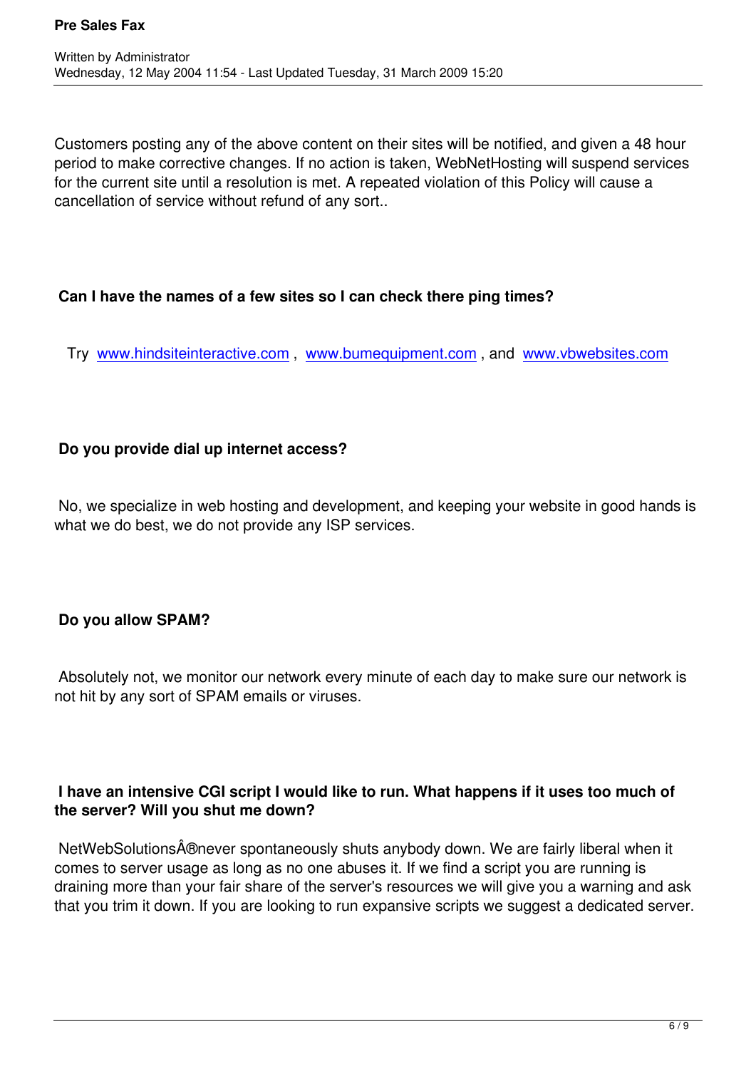Customers posting any of the above content on their sites will be notified, and given a 48 hour period to make corrective changes. If no action is taken, WebNetHosting will suspend services for the current site until a resolution is met. A repeated violation of this Policy will cause a cancellation of service without refund of any sort..

**Can I have the names of a few sites so I can check there ping times?**

Try www.hindsiteinteractive.com , www.bumequipment.com , and www.vbwebsites.com

**Do you provide dial up internet access?**

No, we specialize in web hosting and development, and keeping your website in good hands is what we do best, we do not provide any ISP services.

**Do you allow SPAM?**

Absolutely not, we monitor our network every minute of each day to make sure our network is not hit by any sort of SPAM emails or viruses.

**I have an intensive CGI script I would like to run. What happens if it uses too much of the server? Will you shut me down?**

NetWebSolutionsÂ®never spontaneously shuts anybody down. We are fairly liberal when it comes to server usage as long as no one abuses it. If we find a script you are running is draining more than your fair share of the server's resources we will give you a warning and ask that you trim it down. If you are looking to run expansive scripts we suggest a dedicated server.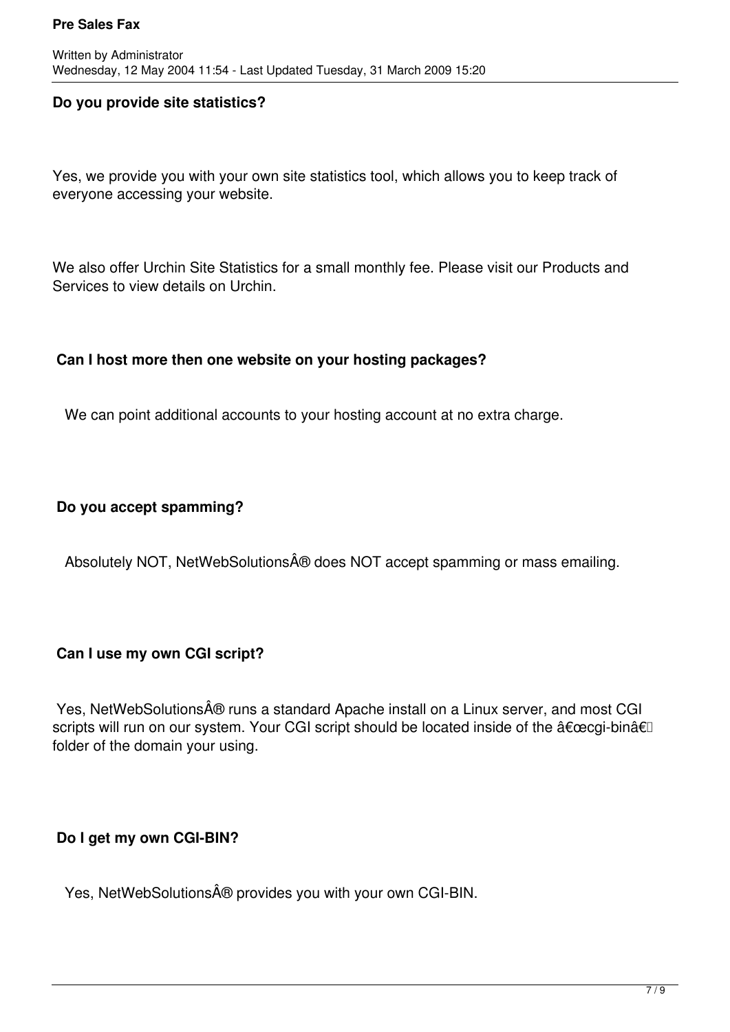**Do you provide site statistics?**

Yes, we provide you with your own site statistics tool, which allows you to keep track of everyone accessing your website.

We also offer Urchin Site Statistics for a small monthly fee. Please visit our Products and Services to view details on Urchin.

**Can I host more then one website on your hosting packages?**

We can point additional accounts to your hosting account at no extra charge.

**Do you accept spamming?**

Absolutely NOT, NetWebSolutionsÂ® does NOT accept spamming or mass emailing.

**Can I use my own CGI script?**

Yes, NetWebSolutionsÂ® runs a standard Apache install on a Linux server, and most CGI scripts will run on our system. Your CGI script should be located inside of the â€œcgi-binâ€ folder of the domain your using.

**Do I get my own CGI-BIN?**

Yes, NetWebSolutionsÂ® provides you with your own CGI-BIN.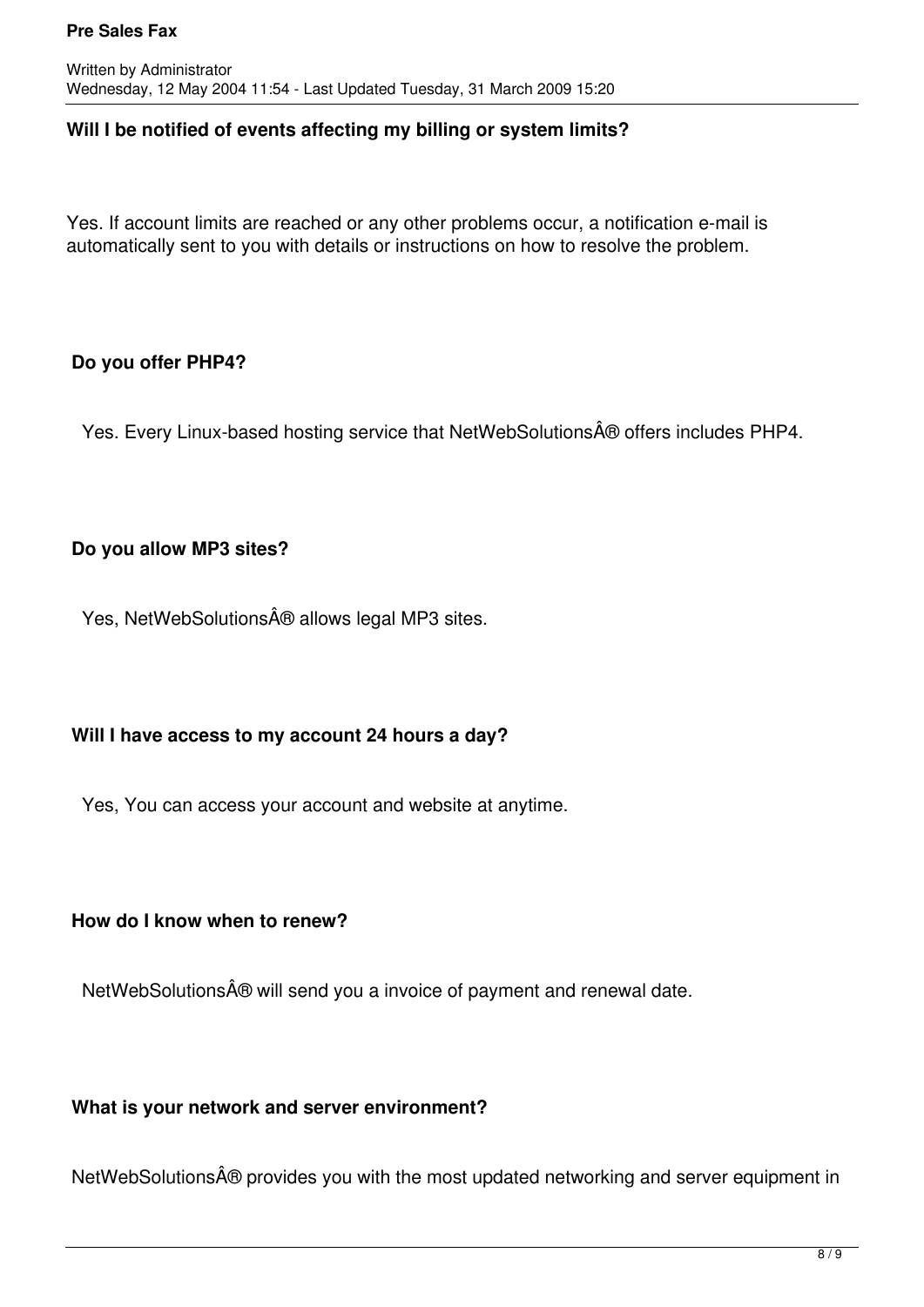**Will I be notified of events affecting my billing or system limits?**

Yes. If account limits are reached or any other problems occur, a notification e-mail is automatically sent to you with details or instructions on how to resolve the problem.

**Do you offer PHP4?**

Yes. Every Linux-based hosting service that NetWebSolutionsÂ® offers includes PHP4.

**Do you allow MP3 sites?**

Yes, NetWebSolutionsÂ® allows legal MP3 sites.

**Will I have access to my account 24 hours a day?**

Yes, You can access your account and website at anytime.

**How do I know when to renew?**

NetWebSolutionsÂ® will send you a invoice of payment and renewal date.

**What is your network and server environment?**

NetWebSolutionsÂ® provides you with the most updated networking and server equipment in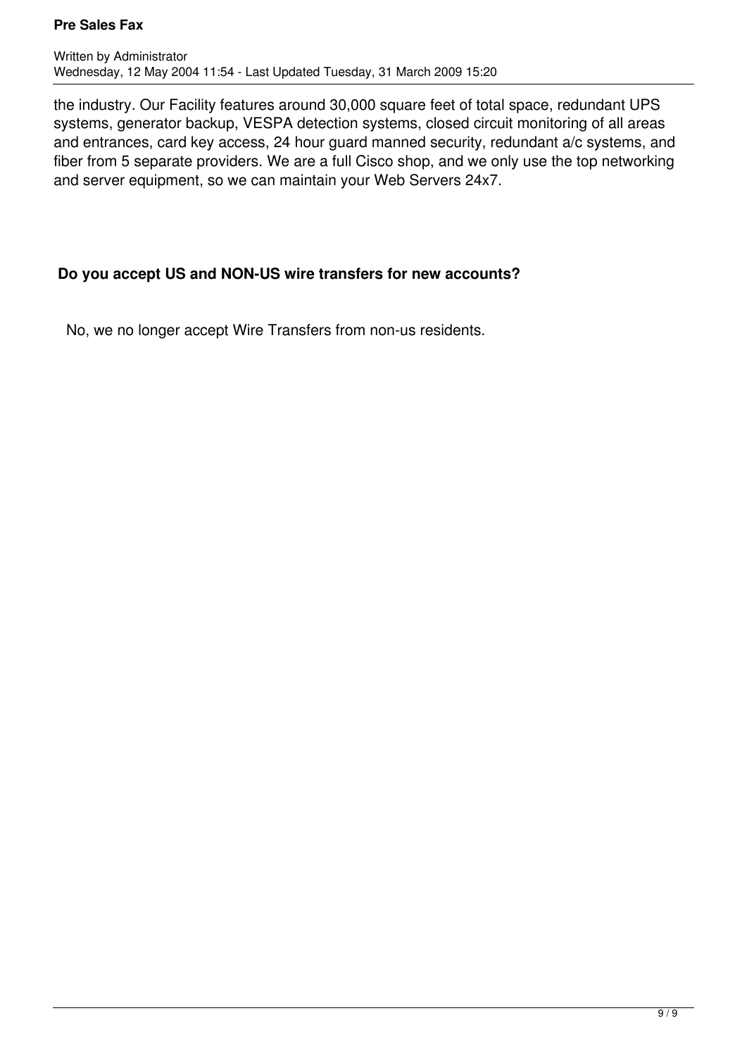the industry. Our Facility features around 30,000 square feet of total space, redundant UPS systems, generator backup, VESPA detection systems, closed circuit monitoring of all areas and entrances, card key access, 24 hour guard manned security, redundant a/c systems, and fiber from 5 separate providers. We are a full Cisco shop, and we only use the top networking and server equipment, so we can maintain your Web Servers 24x7.

**Do you accept US and NON-US wire transfers for new accounts?**

No, we no longer accept Wire Transfers from non-us residents.